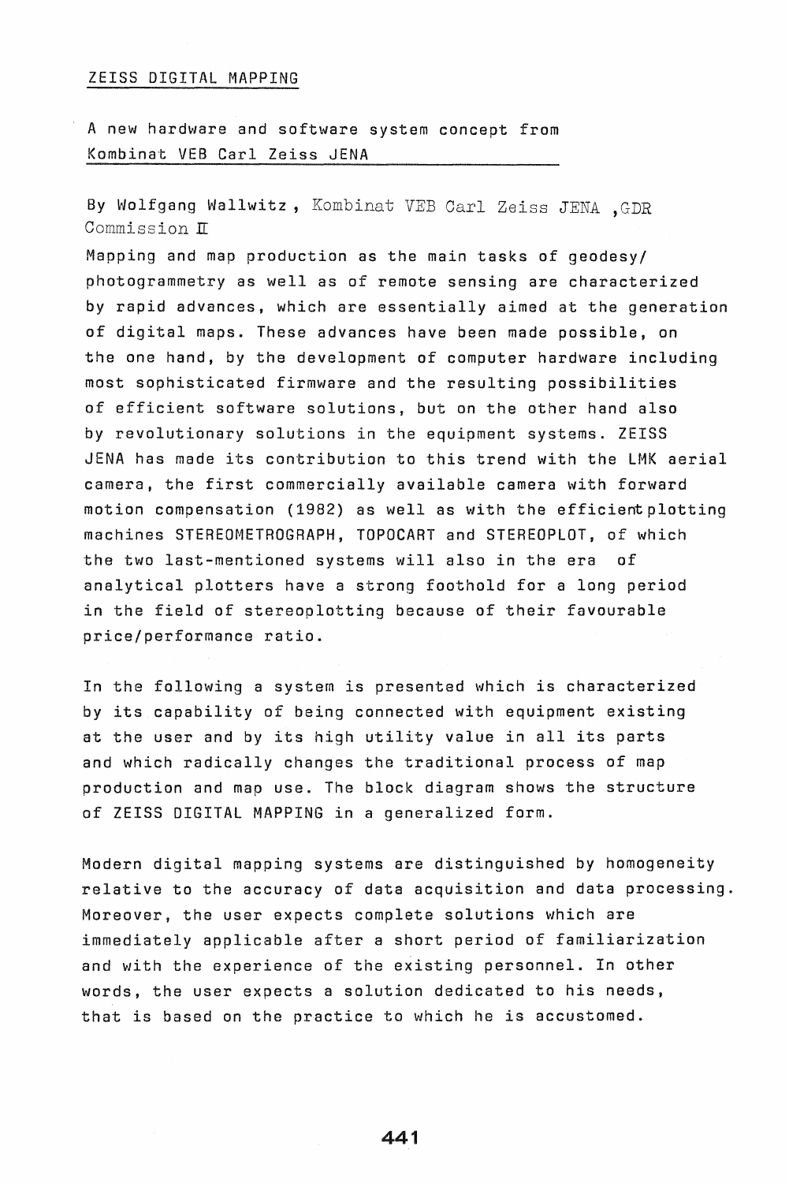# ZEISS DIGITAL MAPPING

## A new hardware and software system concept from Kombinat VEB Carl Zeiss JENA

By Wolfgang Wallwitz, Kombinat VEB Carl Zeiss JENA, GDR
Commission II

Mapping and map production as the main tasks of geodesy/photogrammetry as well as of remote sensing are characterized by rapid advances, which are essentially aimed at the generation of digital maps. These advances have been made possible, on the one hand, by the development of computer hardware including most sophisticated firmware and the resulting possibilities of efficient software solutions, but on the other hand also by revolutionary solutions in the equipment systems. ZEISS JENA has made its contribution to this trend with the LMK aerial camera, the first commercially available camera with forward motion compensation (1982) as well as with the efficient plotting machines STEREOMETROGRAPH, TOPOCART and STEREOPLOT, of which the two last-mentioned systems will also in the era of analytical plotters have a strong foothold for a long period in the field of stereoplotting because of their favourable price/performance ratio.

In the following a system is presented which is characterized by its capability of being connected with equipment existing at the user and by its high utility value in all its parts and which radically changes the traditional process of map production and map use. The block diagram shows the structure of ZEISS DIGITAL MAPPING in a generalized form.

Modern digital mapping systems are distinguished by homogeneity relative to the accuracy of data acquisition and data processing. Moreover, the user expects complete solutions which are immediately applicable after a short period of familiarization and with the experience of the existing personnel. In other words, the user expects a solution dedicated to his needs, that is based on the practice to which he is accustomed.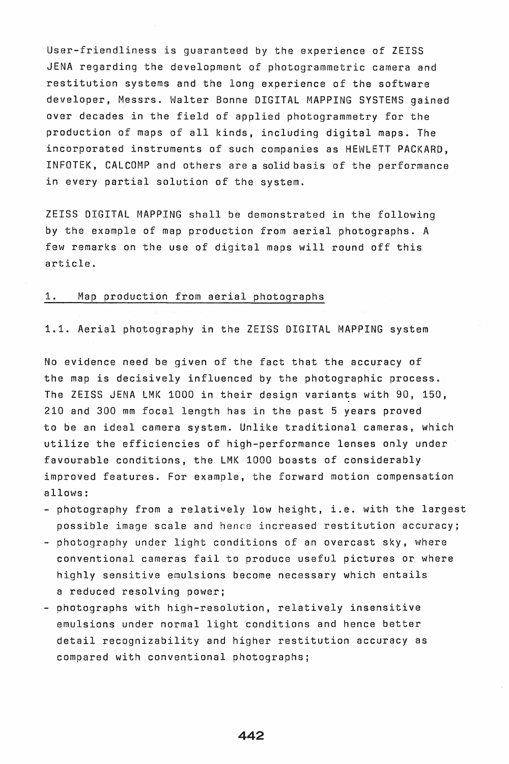User-friendliness is guaranteed by the experience of ZEISS JENA regarding the development of photogrammetric camera and restitution systems and the long experience of the software developer, Messrs. Walter Bonne DIGITAL MAPPING SYSTEMS gained over decades in the field of applied photogrammetry for the production of maps of all kinds, including digital maps. The incorporated instruments of such companies as HEWLETT PACKARD, INFOTEK, CALCOMP and others are a solid basis of the performance in every partial solution of the system.

ZEISS DIGITAL MAPPING shall be demonstrated in the following by the example of map production from aerial photographs. A few remarks on the use of digital maps will round off this article.

## 1. Map production from aerial photographs

### 1.1. Aerial photography in the ZEISS DIGITAL MAPPING system

No evidence need be given of the fact that the accuracy of the map is decisively influenced by the photographic process. The ZEISS JENA LMK 1000 in their design variants with 90, 150, 210 and 300 mm focal length has in the past 5 years proved to be an ideal camera system. Unlike traditional cameras, which utilize the efficiencies of high-performance lenses only under favourable conditions, the LMK 1000 boasts of considerably improved features. For example, the forward motion compensation allows:

- photography from a relatively low height, i.e. with the largest possible image scale and hence increased restitution accuracy;
- photography under light conditions of an overcast sky, where conventional cameras fail to produce useful pictures or where highly sensitive emulsions become necessary which entails a reduced resolving power;
- photographs with high-resolution, relatively insensitive emulsions under normal light conditions and hence better detail recognizability and higher restitution accuracy as compared with conventional photographs;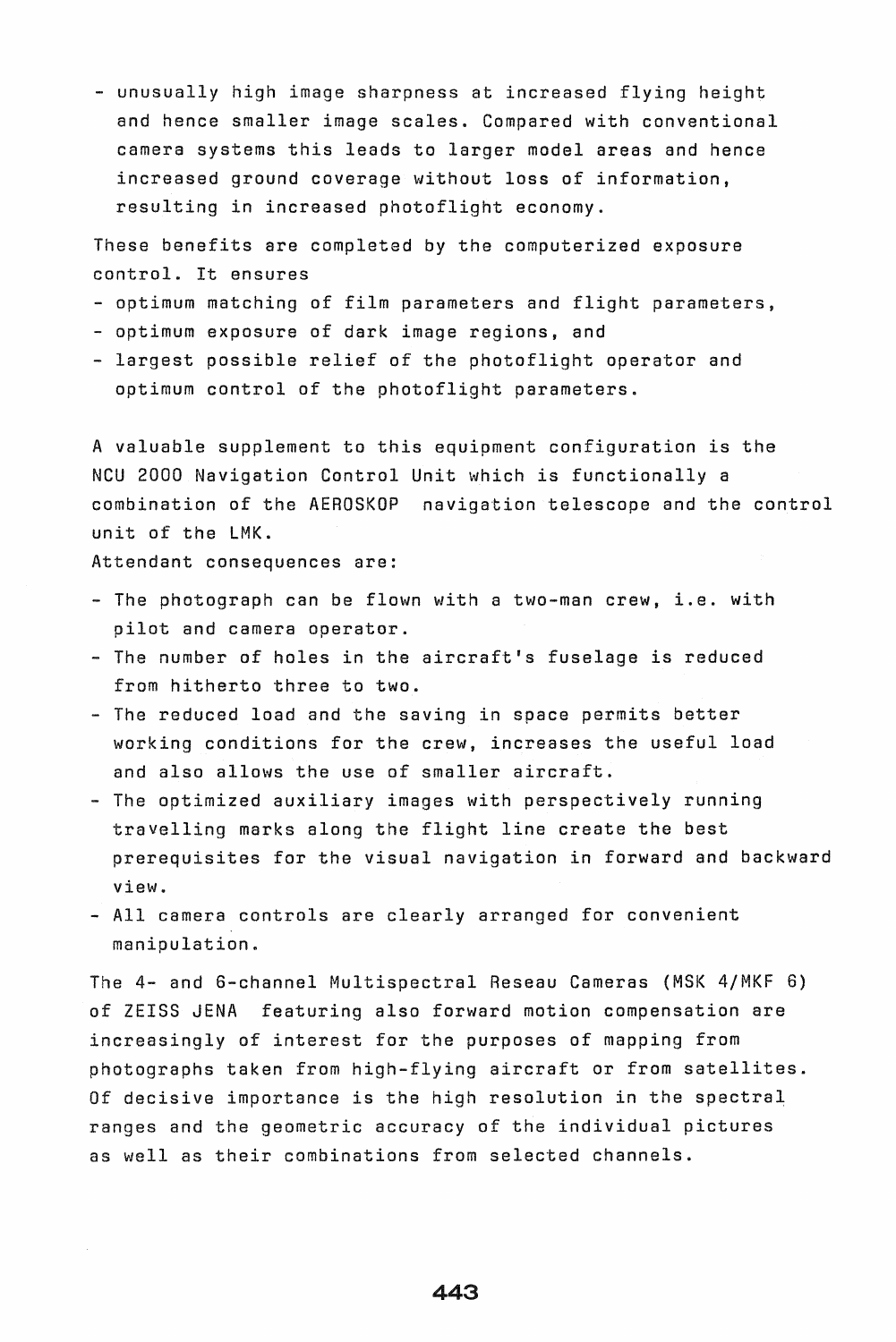- unusually high image sharpness at increased flying height and hence smaller image scales. Compared with conventional camera systems this leads to larger model areas and hence increased ground coverage without loss of information, resulting in increased photoflight economy.

These benefits are completed by the computerized exposure control. It ensures

- optimum matching of film parameters and flight parameters,
- optimum exposure of dark image regions, and
- largest possible relief of the photoflight operator and optimum control of the photoflight parameters.

A valuable supplement to this equipment configuration is the NCU 2000 Navigation Control Unit which is functionally a combination of the AEROSKOP navigation telescope and the control unit of the LMK.

Attendant consequences are:

- The photograph can be flown with a two-man crew, i.e. with pilot and camera operator.
- The number of holes in the aircraft's fuselage is reduced from hitherto three to two.
- The reduced load and the saving in space permits better working conditions for the crew, increases the useful load and also allows the use of smaller aircraft.
- The optimized auxiliary images with perspectively running travelling marks along the flight line create the best prerequisites for the visual navigation in forward and backward view.
- All camera controls are clearly arranged for convenient manipulation.

The 4- and 6-channel Multispectral Reseau Cameras (MSK 4/MKF 6) of ZEISS JENA featuring also forward motion compensation are increasingly of interest for the purposes of mapping from photographs taken from high-flying aircraft or from satellites. Of decisive importance is the high resolution in the spectral ranges and the geometric accuracy of the individual pictures as well as their combinations from selected channels.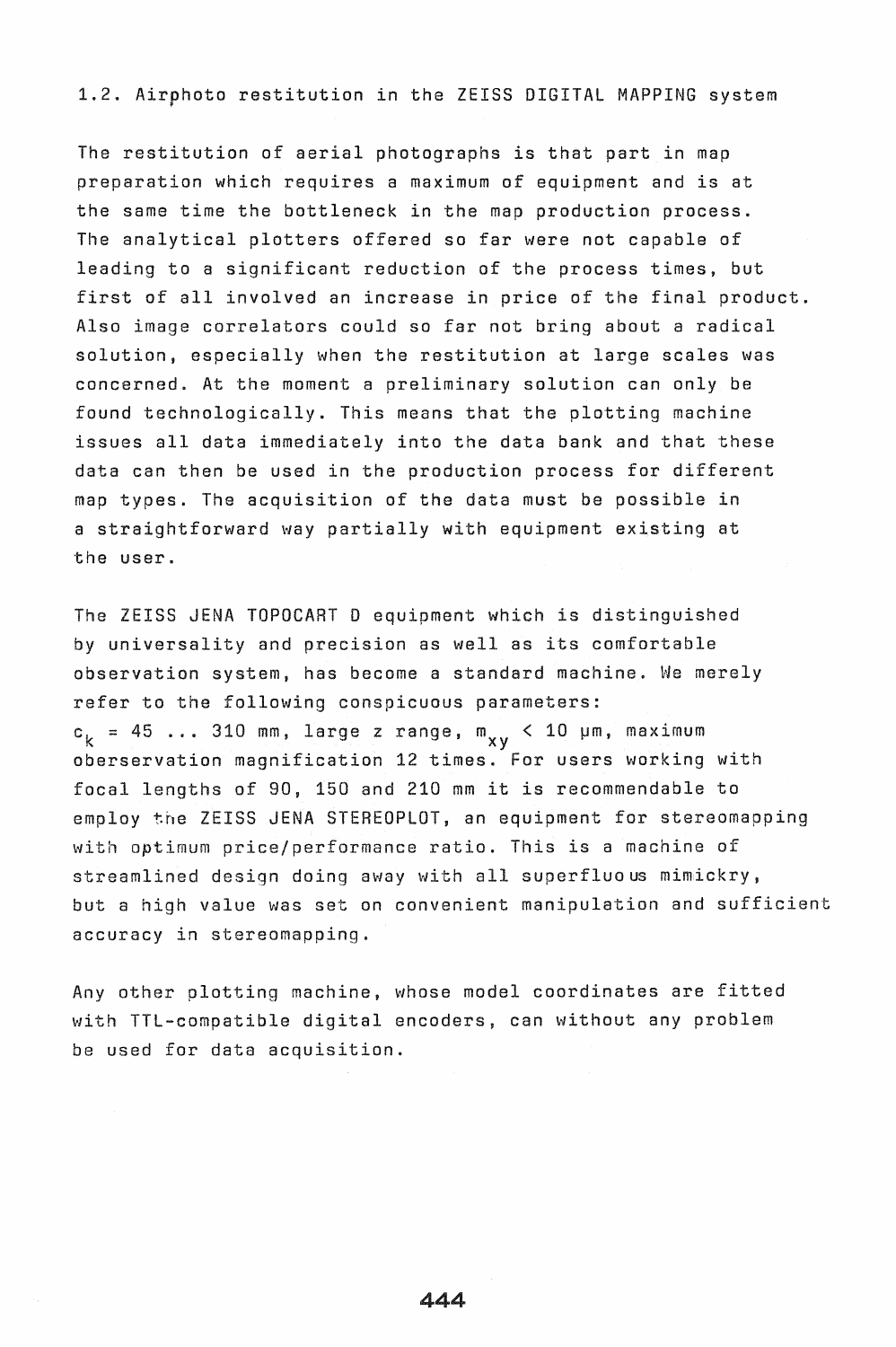## 1.2. Airphoto restitution in the ZEISS DIGITAL MAPPING system

The restitution of aerial photographs is that part in map preparation which requires a maximum of equipment and is at the same time the bottleneck in the map production process. The analytical plotters offered so far were not capable of leading to a significant reduction of the process times, but first of all involved an increase in price of the final product. Also image correlators could so far not bring about a radical solution, especially when the restitution at large scales was concerned. At the moment a preliminary solution can only be found technologically. This means that the plotting machine issues all data immediately into the data bank and that these data can then be used in the production process for different map types. The acquisition of the data must be possible in a straightforward way partially with equipment existing at the user.

The ZEISS JENA TOPOCART D equipment which is distinguished by universality and precision as well as its comfortable observation system, has become a standard machine. We merely refer to the following conspicuous parameters: $c_k$ = 45 ... 310 mm, large z range, $m_{xy} < 10$ µm, maximum oberservation magnification 12 times. For users working with focal lengths of 90, 150 and 210 mm it is recommendable to employ the ZEISS JENA STEREOPLOT, an equipment for stereomapping with optimum price/performance ratio. This is a machine of streamlined design doing away with all superfluous mimickry, but a high value was set on convenient manipulation and sufficient accuracy in stereomapping.

Any other plotting machine, whose model coordinates are fitted with TTL-compatible digital encoders, can without any problem be used for data acquisition.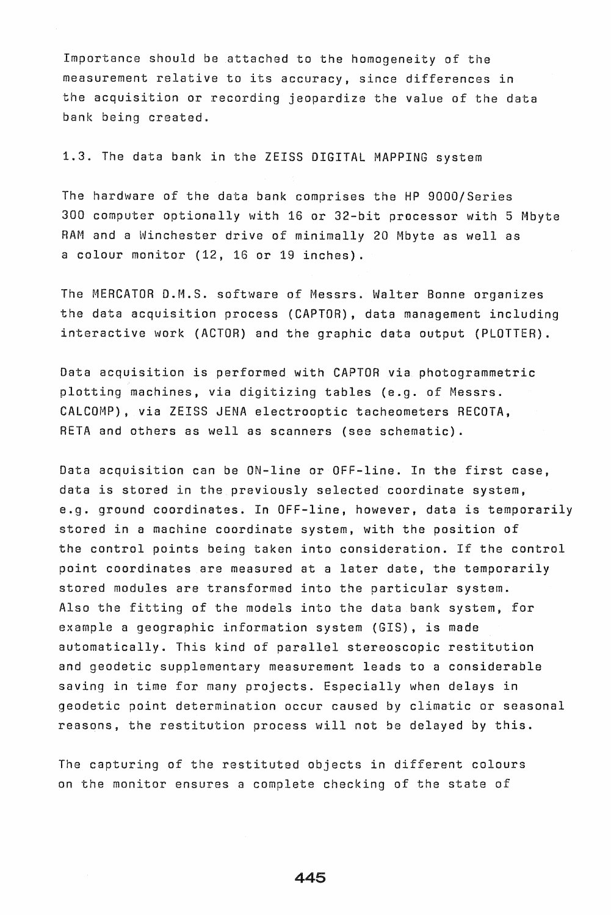Importance should be attached to the homogeneity of the measurement relative to its accuracy, since differences in the acquisition or recording jeopardize the value of the data bank being created.

### 1.3. The data bank in the ZEISS DIGITAL MAPPING system

The hardware of the data bank comprises the HP 9000/Series 300 computer optionally with 16 or 32-bit processor with 5 Mbyte RAM and a Winchester drive of minimally 20 Mbyte as well as a colour monitor (12, 16 or 19 inches).

The MERCATOR D.M.S. software of Messrs. Walter Bonne organizes the data acquisition process (CAPTOR), data management including interactive work (ACTOR) and the graphic data output (PLOTTER).

Data acquisition is performed with CAPTOR via photogrammetric plotting machines, via digitizing tables (e.g. of Messrs. CALCOMP), via ZEISS JENA electrooptic tacheometers RECOTA, RETA and others as well as scanners (see schematic).

Data acquisition can be ON-line or OFF-line. In the first case, data is stored in the previously selected coordinate system, e.g. ground coordinates. In OFF-line, however, data is temporarily stored in a machine coordinate system, with the position of the control points being taken into consideration. If the control point coordinates are measured at a later date, the temporarily stored modules are transformed into the particular system. Also the fitting of the models into the data bank system, for example a geographic information system (GIS), is made automatically. This kind of parallel stereoscopic restitution and geodetic supplementary measurement leads to a considerable saving in time for many projects. Especially when delays in geodetic point determination occur caused by climatic or seasonal reasons, the restitution process will not be delayed by this.

The capturing of the restituted objects in different colours on the monitor ensures a complete checking of the state of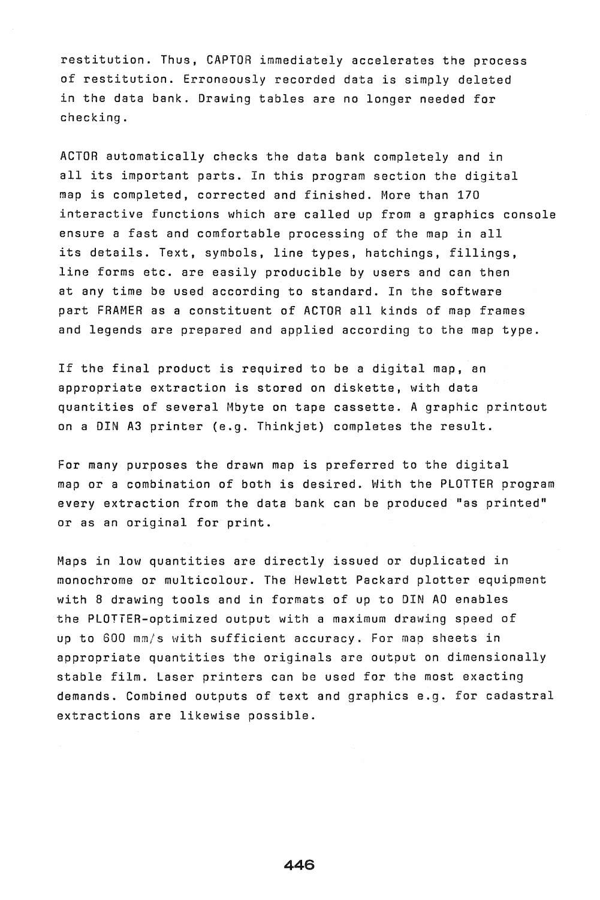restitution. Thus, CAPTOR immediately accelerates the process of restitution. Erroneously recorded data is simply deleted in the data bank. Drawing tables are no longer needed for checking.

ACTOR automatically checks the data bank completely and in all its important parts. In this program section the digital map is completed, corrected and finished. More than 170 interactive functions which are called up from a graphics console ensure a fast and comfortable processing of the map in all its details. Text, symbols, line types, hatchings, fillings, line forms etc. are easily producible by users and can then at any time be used according to standard. In the software part FRAMER as a constituent of ACTOR all kinds of map frames and legends are prepared and applied according to the map type.

If the final product is required to be a digital map, an appropriate extraction is stored on diskette, with data quantities of several Mbyte on tape cassette. A graphic printout on a DIN A3 printer (e.g. Thinkjet) completes the result.

For many purposes the drawn map is preferred to the digital map or a combination of both is desired. With the PLOTTER program every extraction from the data bank can be produced "as printed" or as an original for print.

Maps in low quantities are directly issued or duplicated in monochrome or multicolour. The Hewlett Packard plotter equipment with 8 drawing tools and in formats of up to DIN A0 enables the PLOTTER-optimized output with a maximum drawing speed of up to 600 mm/s with sufficient accuracy. For map sheets in appropriate quantities the originals are output on dimensionally stable film. Laser printers can be used for the most exacting demands. Combined outputs of text and graphics e.g. for cadastral extractions are likewise possible.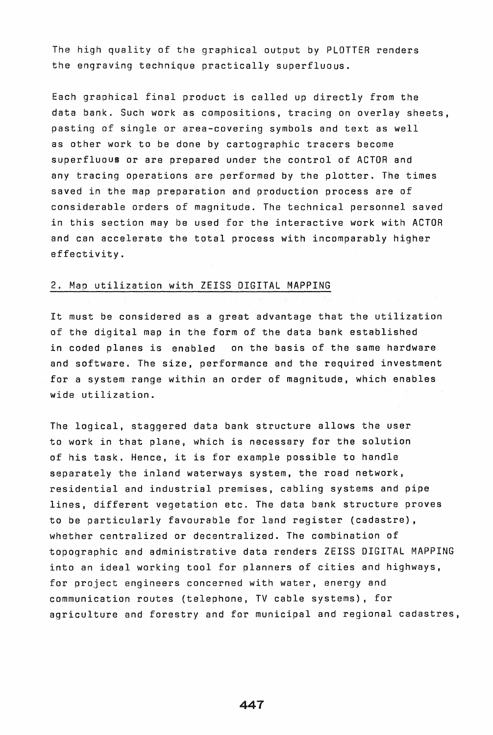The high quality of the graphical output by PLOTTER renders the engraving technique practically superfluous.

Each graphical final product is called up directly from the data bank. Such work as compositions, tracing on overlay sheets, pasting of single or area-covering symbols and text as well as other work to be done by cartographic tracers become superfluous or are prepared under the control of ACTOR and any tracing operations are performed by the plotter. The times saved in the map preparation and production process are of considerable orders of magnitude. The technical personnel saved in this section may be used for the interactive work with ACTOR and can accelerate the total process with incomparably higher effectivity.

## 2. Map utilization with ZEISS DIGITAL MAPPING

It must be considered as a great advantage that the utilization of the digital map in the form of the data bank established in coded planes is enabled on the basis of the same hardware and software. The size, performance and the required investment for a system range within an order of magnitude, which enables wide utilization.

The logical, staggered data bank structure allows the user to work in that plane, which is necessary for the solution of his task. Hence, it is for example possible to handle separately the inland waterways system, the road network, residential and industrial premises, cabling systems and pipe lines, different vegetation etc. The data bank structure proves to be particularly favourable for land register (cadastre), whether centralized or decentralized. The combination of topographic and administrative data renders ZEISS DIGITAL MAPPING into an ideal working tool for planners of cities and highways, for project engineers concerned with water, energy and communication routes (telephone, TV cable systems), for agriculture and forestry and for municipal and regional cadastres,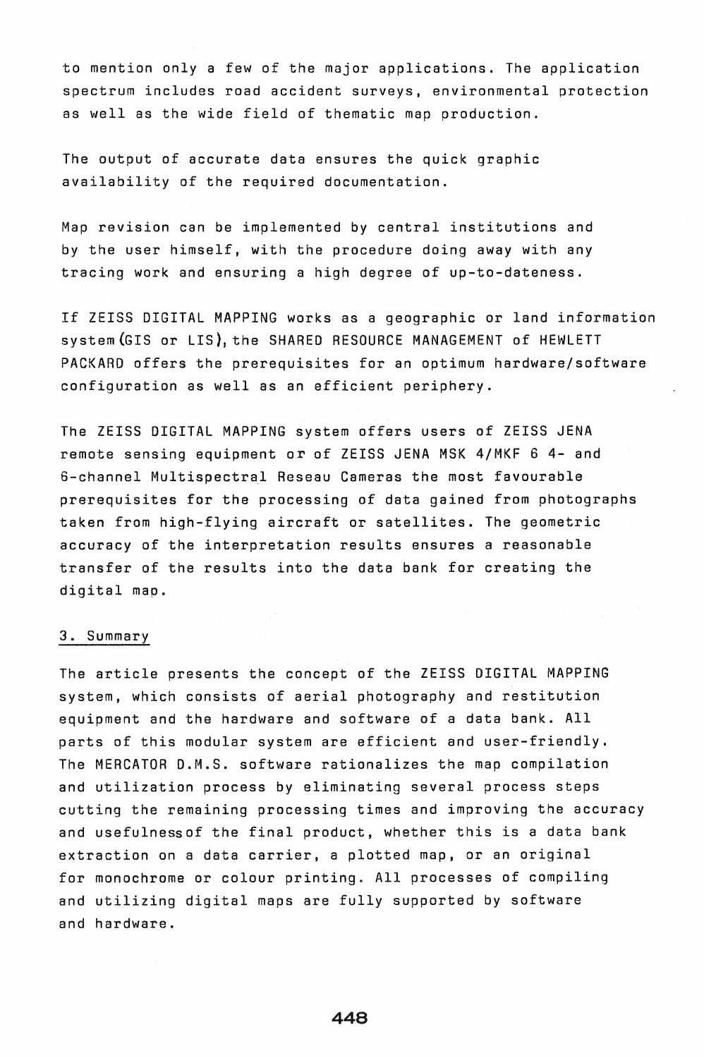to mention only a few of the major applications. The application spectrum includes road accident surveys, environmental protection as well as the wide field of thematic map production.

The output of accurate data ensures the quick graphic availability of the required documentation.

Map revision can be implemented by central institutions and by the user himself, with the procedure doing away with any tracing work and ensuring a high degree of up-to-dateness.

If ZEISS DIGITAL MAPPING works as a geographic or land information system (GIS or LIS), the SHARED RESOURCE MANAGEMENT of HEWLETT PACKARD offers the prerequisites for an optimum hardware/software configuration as well as an efficient periphery.

The ZEISS DIGITAL MAPPING system offers users of ZEISS JENA remote sensing equipment or of ZEISS JENA MSK 4/MKF 6 4- and 6-channel Multispectral Reseau Cameras the most favourable prerequisites for the processing of data gained from photographs taken from high-flying aircraft or satellites. The geometric accuracy of the interpretation results ensures a reasonable transfer of the results into the data bank for creating the digital map.

## 3. Summary

The article presents the concept of the ZEISS DIGITAL MAPPING system, which consists of aerial photography and restitution equipment and the hardware and software of a data bank. All parts of this modular system are efficient and user-friendly. The MERCATOR D.M.S. software rationalizes the map compilation and utilization process by eliminating several process steps cutting the remaining processing times and improving the accuracy and usefulness of the final product, whether this is a data bank extraction on a data carrier, a plotted map, or an original for monochrome or colour printing. All processes of compiling and utilizing digital maps are fully supported by software and hardware.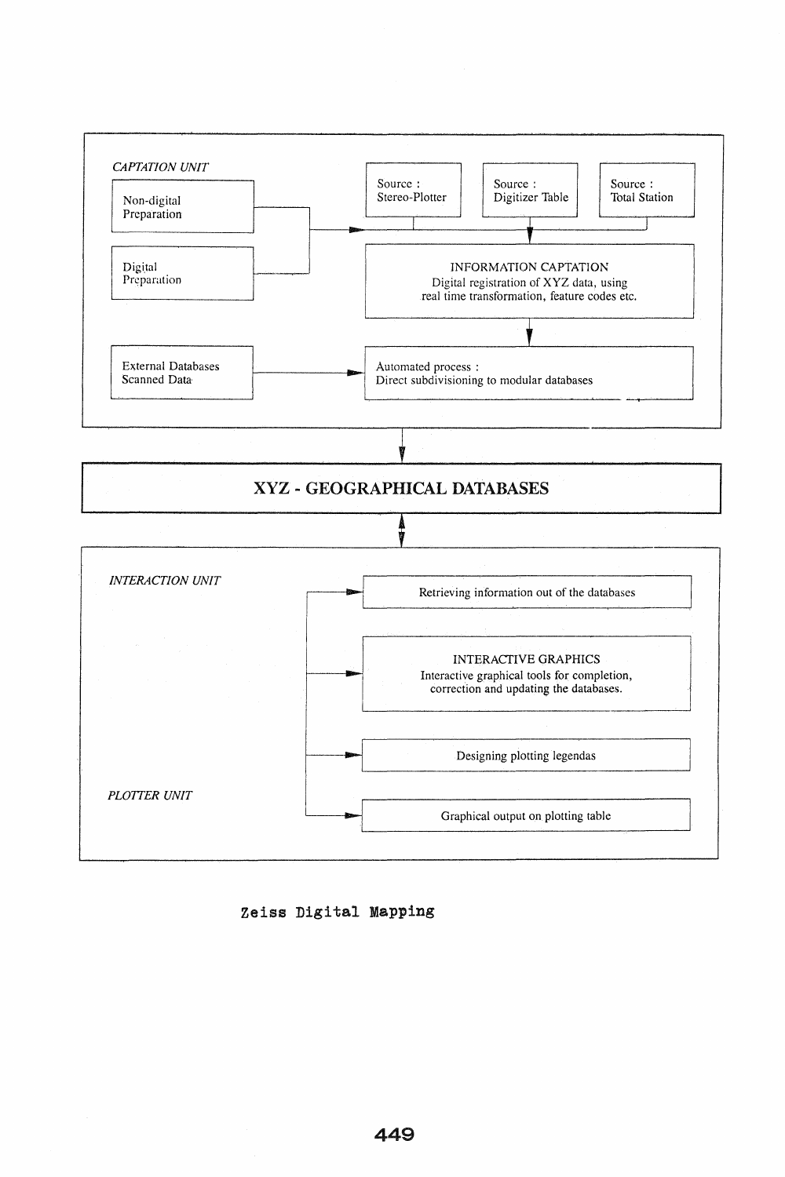CAPTATION UNIT

Non-digital Preparation

Digital Preparation

Source : Stereo-Plotter

Source : Digitizer Table

Source : Total Station

INFORMATION CAPTATION
Digital registration of XYZ data, using real time transformation, feature codes etc.

External Databases
Scanned Data

Automated process :
Direct subdivisioning to modular databases

XYZ - GEOGRAPHICAL DATABASES

INTERACTION UNIT

Retrieving information out of the databases

INTERACTIVE GRAPHICS
Interactive graphical tools for completion, correction and updating the databases.

Designing plotting legendas

PLOTTER UNIT

Graphical output on plotting table

Zeiss Digital Mapping